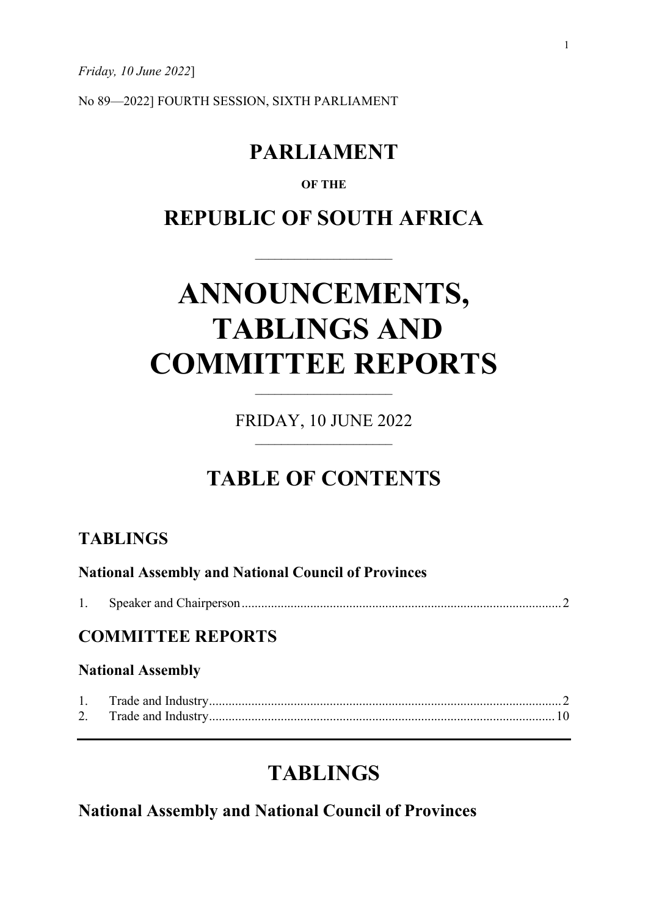*Friday, 10 June 2022*]

No 89—2022] FOURTH SESSION, SIXTH PARLIAMENT

# PARLIAMENT

**OF THE**

# REPUBLIC OF SOUTH AFRICA

# ANNOUNCEMENTS, TABLINGS AND COMMITTEE REPORTS

FRIDAY, 10 JUNE 2022

# TABLE OF CONTENTS

## TABLINGS

### National Assembly and National Council of Provinces

1. Speaker and Chairperson ........................................ 2

## COMMITTEE REPORTS

### National Assembly

1. Trade and Industry ........................................ 2
2. Trade and Industry ........................................ 10

# TABLINGS

## National Assembly and National Council of Provinces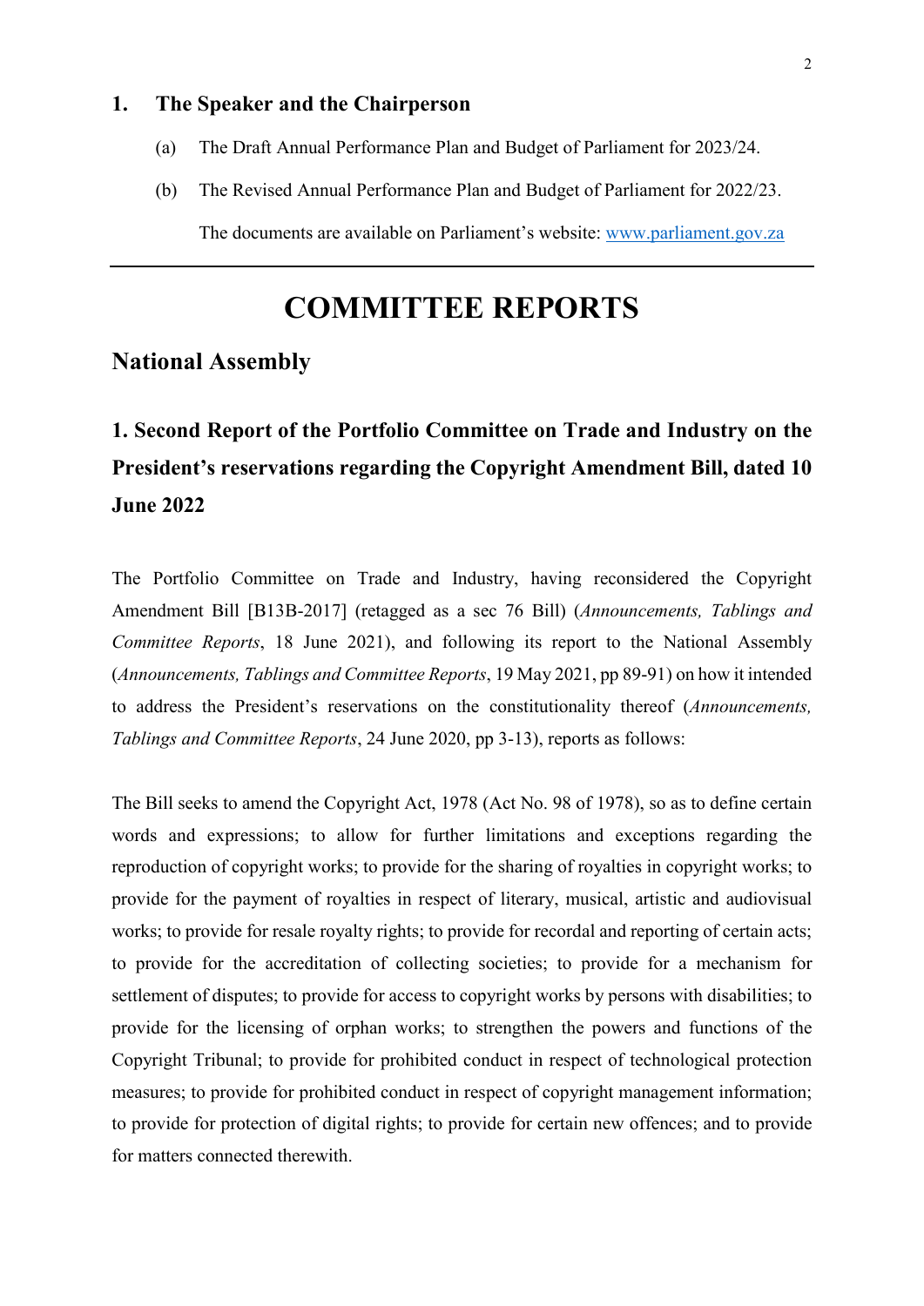## 1. The Speaker and the Chairperson

(a) The Draft Annual Performance Plan and Budget of Parliament for 2023/24.

(b) The Revised Annual Performance Plan and Budget of Parliament for 2022/23.

The documents are available on Parliament's website: [www.parliament.gov.za](www.parliament.gov.za)

---

# COMMITTEE REPORTS

## National Assembly

### 1. Second Report of the Portfolio Committee on Trade and Industry on the President's reservations regarding the Copyright Amendment Bill, dated 10 June 2022

The Portfolio Committee on Trade and Industry, having reconsidered the Copyright Amendment Bill [B13B-2017] (retagged as a sec 76 Bill) (*Announcements, Tablings and Committee Reports*, 18 June 2021), and following its report to the National Assembly (*Announcements, Tablings and Committee Reports*, 19 May 2021, pp 89-91) on how it intended to address the President's reservations on the constitutionality thereof (*Announcements, Tablings and Committee Reports*, 24 June 2020, pp 3-13), reports as follows:

The Bill seeks to amend the Copyright Act, 1978 (Act No. 98 of 1978), so as to define certain words and expressions; to allow for further limitations and exceptions regarding the reproduction of copyright works; to provide for the sharing of royalties in copyright works; to provide for the payment of royalties in respect of literary, musical, artistic and audiovisual works; to provide for resale royalty rights; to provide for recordal and reporting of certain acts; to provide for the accreditation of collecting societies; to provide for a mechanism for settlement of disputes; to provide for access to copyright works by persons with disabilities; to provide for the licensing of orphan works; to strengthen the powers and functions of the Copyright Tribunal; to provide for prohibited conduct in respect of technological protection measures; to provide for prohibited conduct in respect of copyright management information; to provide for protection of digital rights; to provide for certain new offences; and to provide for matters connected therewith.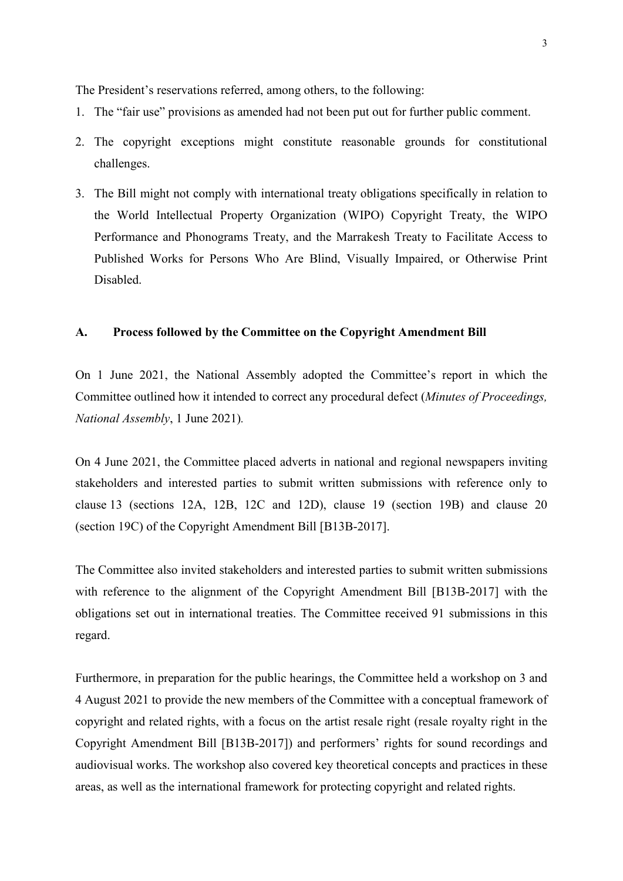The President's reservations referred, among others, to the following:

1. The "fair use" provisions as amended had not been put out for further public comment.
2. The copyright exceptions might constitute reasonable grounds for constitutional challenges.
3. The Bill might not comply with international treaty obligations specifically in relation to the World Intellectual Property Organization (WIPO) Copyright Treaty, the WIPO Performance and Phonograms Treaty, and the Marrakesh Treaty to Facilitate Access to Published Works for Persons Who Are Blind, Visually Impaired, or Otherwise Print Disabled.

## A. Process followed by the Committee on the Copyright Amendment Bill

On 1 June 2021, the National Assembly adopted the Committee's report in which the Committee outlined how it intended to correct any procedural defect (*Minutes of Proceedings, National Assembly*, 1 June 2021).

On 4 June 2021, the Committee placed adverts in national and regional newspapers inviting stakeholders and interested parties to submit written submissions with reference only to clause 13 (sections 12A, 12B, 12C and 12D), clause 19 (section 19B) and clause 20 (section 19C) of the Copyright Amendment Bill [B13B-2017].

The Committee also invited stakeholders and interested parties to submit written submissions with reference to the alignment of the Copyright Amendment Bill [B13B-2017] with the obligations set out in international treaties. The Committee received 91 submissions in this regard.

Furthermore, in preparation for the public hearings, the Committee held a workshop on 3 and 4 August 2021 to provide the new members of the Committee with a conceptual framework of copyright and related rights, with a focus on the artist resale right (resale royalty right in the Copyright Amendment Bill [B13B-2017]) and performers' rights for sound recordings and audiovisual works. The workshop also covered key theoretical concepts and practices in these areas, as well as the international framework for protecting copyright and related rights.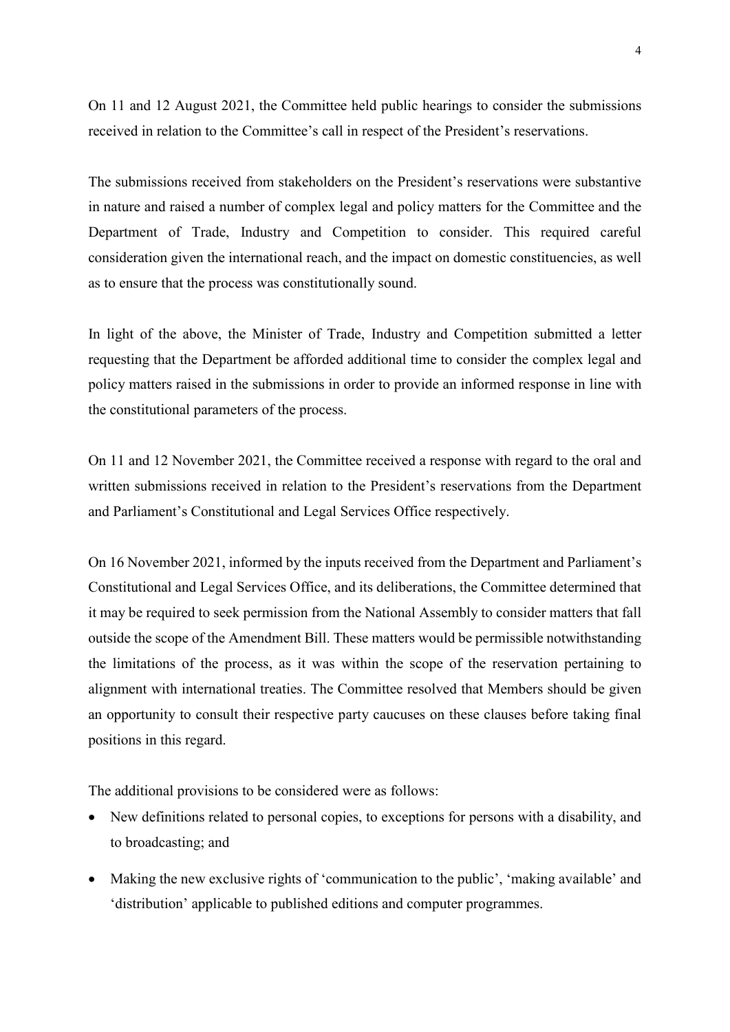On 11 and 12 August 2021, the Committee held public hearings to consider the submissions received in relation to the Committee's call in respect of the President's reservations.

The submissions received from stakeholders on the President's reservations were substantive in nature and raised a number of complex legal and policy matters for the Committee and the Department of Trade, Industry and Competition to consider. This required careful consideration given the international reach, and the impact on domestic constituencies, as well as to ensure that the process was constitutionally sound.

In light of the above, the Minister of Trade, Industry and Competition submitted a letter requesting that the Department be afforded additional time to consider the complex legal and policy matters raised in the submissions in order to provide an informed response in line with the constitutional parameters of the process.

On 11 and 12 November 2021, the Committee received a response with regard to the oral and written submissions received in relation to the President's reservations from the Department and Parliament's Constitutional and Legal Services Office respectively.

On 16 November 2021, informed by the inputs received from the Department and Parliament's Constitutional and Legal Services Office, and its deliberations, the Committee determined that it may be required to seek permission from the National Assembly to consider matters that fall outside the scope of the Amendment Bill. These matters would be permissible notwithstanding the limitations of the process, as it was within the scope of the reservation pertaining to alignment with international treaties. The Committee resolved that Members should be given an opportunity to consult their respective party caucuses on these clauses before taking final positions in this regard.

The additional provisions to be considered were as follows:

- New definitions related to personal copies, to exceptions for persons with a disability, and to broadcasting; and
- Making the new exclusive rights of 'communication to the public', 'making available' and 'distribution' applicable to published editions and computer programmes.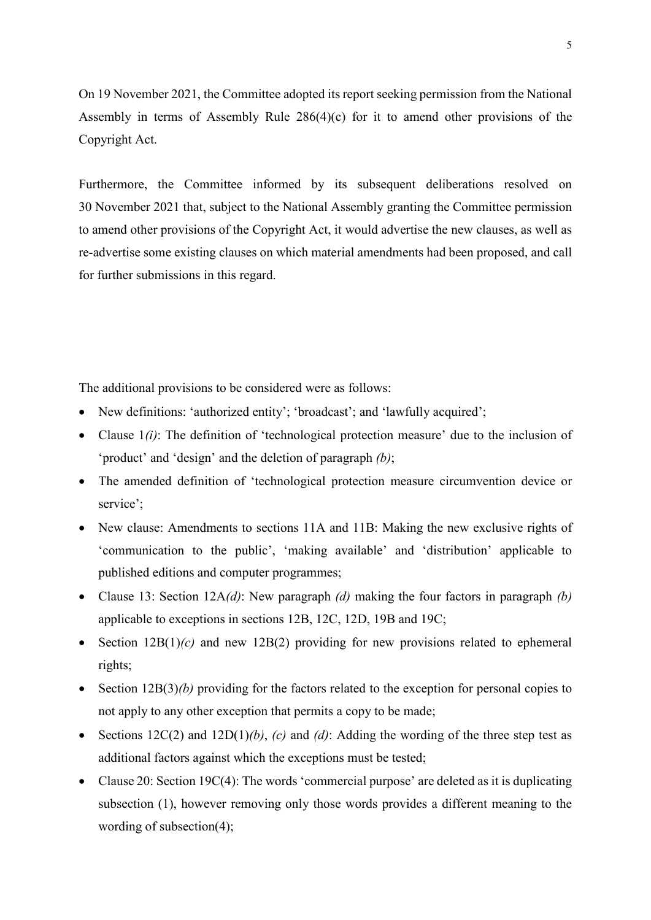On 19 November 2021, the Committee adopted its report seeking permission from the National Assembly in terms of Assembly Rule 286(4)(c) for it to amend other provisions of the Copyright Act.

Furthermore, the Committee informed by its subsequent deliberations resolved on 30 November 2021 that, subject to the National Assembly granting the Committee permission to amend other provisions of the Copyright Act, it would advertise the new clauses, as well as re-advertise some existing clauses on which material amendments had been proposed, and call for further submissions in this regard.

The additional provisions to be considered were as follows:

- New definitions: 'authorized entity'; 'broadcast'; and 'lawfully acquired';
- Clause 1*(i)*: The definition of 'technological protection measure' due to the inclusion of 'product' and 'design' and the deletion of paragraph *(b)*;
- The amended definition of 'technological protection measure circumvention device or service';
- New clause: Amendments to sections 11A and 11B: Making the new exclusive rights of 'communication to the public', 'making available' and 'distribution' applicable to published editions and computer programmes;
- Clause 13: Section 12A*(d)*: New paragraph *(d)* making the four factors in paragraph *(b)* applicable to exceptions in sections 12B, 12C, 12D, 19B and 19C;
- Section 12B(1)*(c)* and new 12B(2) providing for new provisions related to ephemeral rights;
- Section 12B(3)*(b)* providing for the factors related to the exception for personal copies to not apply to any other exception that permits a copy to be made;
- Sections 12C(2) and 12D(1)*(b)*, *(c)* and *(d)*: Adding the wording of the three step test as additional factors against which the exceptions must be tested;
- Clause 20: Section 19C(4): The words 'commercial purpose' are deleted as it is duplicating subsection (1), however removing only those words provides a different meaning to the wording of subsection(4);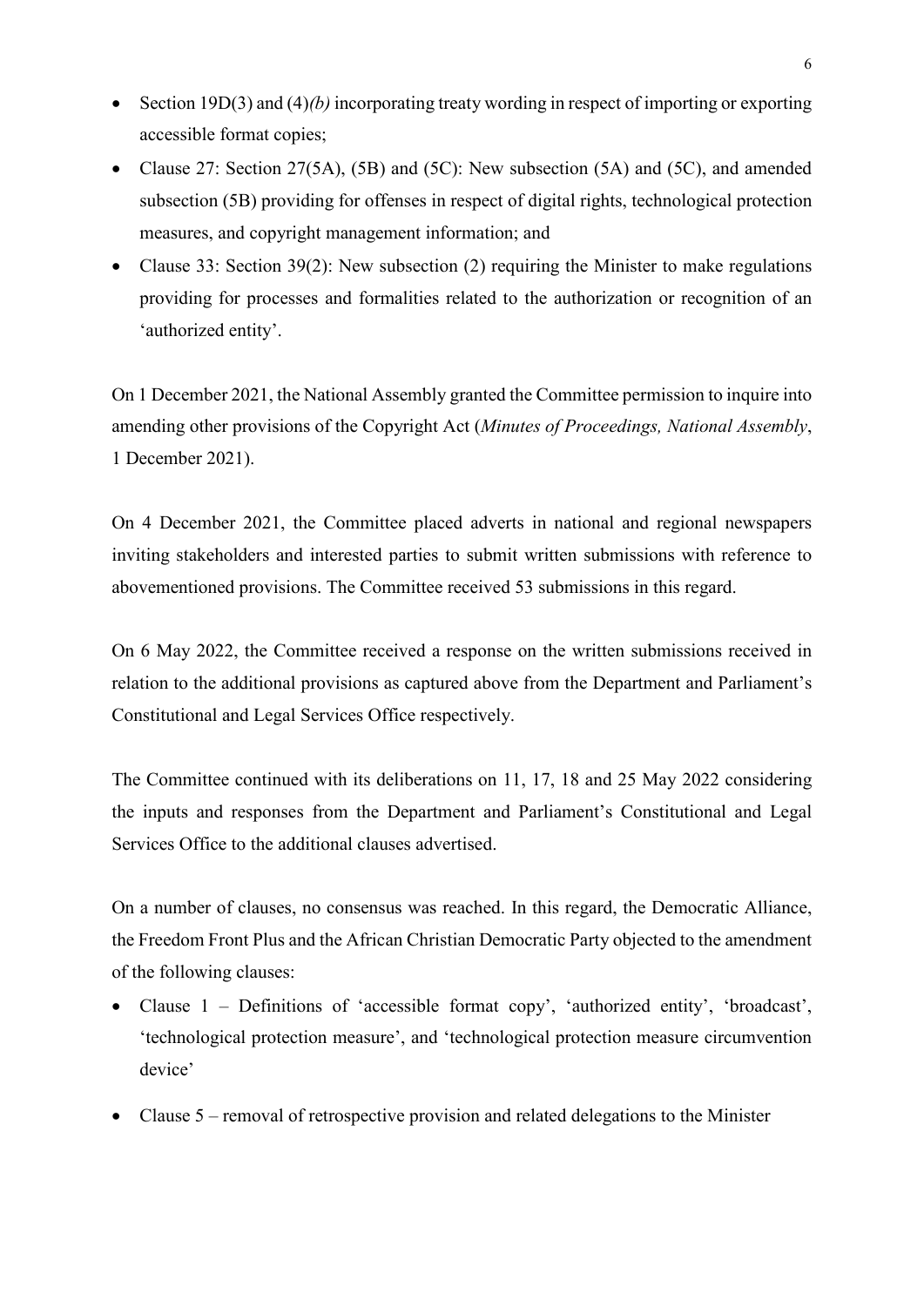- Section 19D(3) and (4)*(b)* incorporating treaty wording in respect of importing or exporting accessible format copies;
- Clause 27: Section 27(5A), (5B) and (5C): New subsection (5A) and (5C), and amended subsection (5B) providing for offenses in respect of digital rights, technological protection measures, and copyright management information; and
- Clause 33: Section 39(2): New subsection (2) requiring the Minister to make regulations providing for processes and formalities related to the authorization or recognition of an 'authorized entity'.

On 1 December 2021, the National Assembly granted the Committee permission to inquire into amending other provisions of the Copyright Act (*Minutes of Proceedings, National Assembly*, 1 December 2021).

On 4 December 2021, the Committee placed adverts in national and regional newspapers inviting stakeholders and interested parties to submit written submissions with reference to abovementioned provisions. The Committee received 53 submissions in this regard.

On 6 May 2022, the Committee received a response on the written submissions received in relation to the additional provisions as captured above from the Department and Parliament's Constitutional and Legal Services Office respectively.

The Committee continued with its deliberations on 11, 17, 18 and 25 May 2022 considering the inputs and responses from the Department and Parliament's Constitutional and Legal Services Office to the additional clauses advertised.

On a number of clauses, no consensus was reached. In this regard, the Democratic Alliance, the Freedom Front Plus and the African Christian Democratic Party objected to the amendment of the following clauses:

- Clause 1 – Definitions of 'accessible format copy', 'authorized entity', 'broadcast', 'technological protection measure', and 'technological protection measure circumvention device'
- Clause 5 – removal of retrospective provision and related delegations to the Minister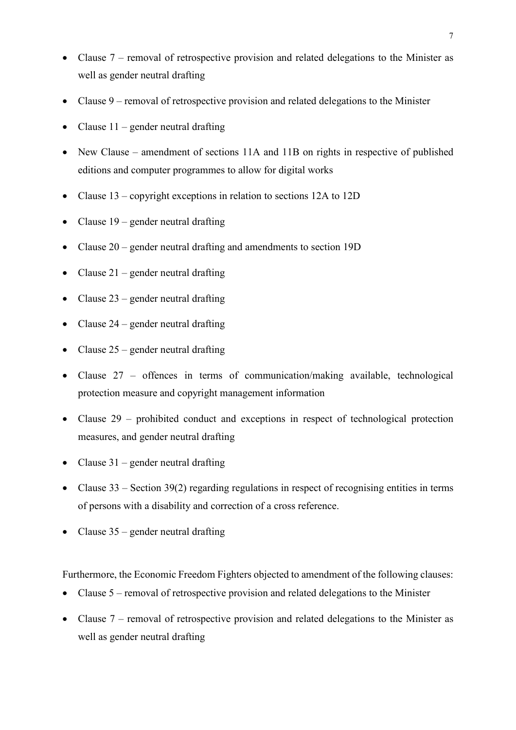- Clause 7 – removal of retrospective provision and related delegations to the Minister as well as gender neutral drafting
- Clause 9 – removal of retrospective provision and related delegations to the Minister
- Clause 11 – gender neutral drafting
- New Clause – amendment of sections 11A and 11B on rights in respective of published editions and computer programmes to allow for digital works
- Clause 13 – copyright exceptions in relation to sections 12A to 12D
- Clause 19 – gender neutral drafting
- Clause 20 – gender neutral drafting and amendments to section 19D
- Clause 21 – gender neutral drafting
- Clause 23 – gender neutral drafting
- Clause 24 – gender neutral drafting
- Clause 25 – gender neutral drafting
- Clause 27 – offences in terms of communication/making available, technological protection measure and copyright management information
- Clause 29 – prohibited conduct and exceptions in respect of technological protection measures, and gender neutral drafting
- Clause 31 – gender neutral drafting
- Clause 33 – Section 39(2) regarding regulations in respect of recognising entities in terms of persons with a disability and correction of a cross reference.
- Clause 35 – gender neutral drafting

Furthermore, the Economic Freedom Fighters objected to amendment of the following clauses:

- Clause 5 – removal of retrospective provision and related delegations to the Minister
- Clause 7 – removal of retrospective provision and related delegations to the Minister as well as gender neutral drafting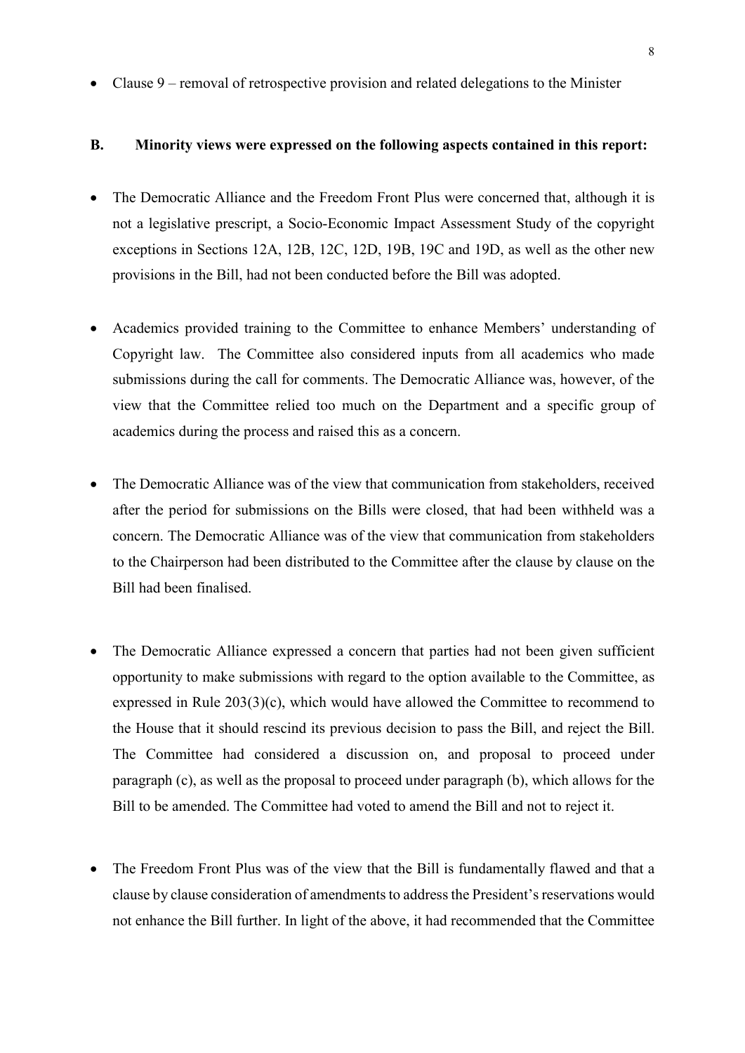- Clause 9 – removal of retrospective provision and related delegations to the Minister

**B. Minority views were expressed on the following aspects contained in this report:**

- The Democratic Alliance and the Freedom Front Plus were concerned that, although it is not a legislative prescript, a Socio-Economic Impact Assessment Study of the copyright exceptions in Sections 12A, 12B, 12C, 12D, 19B, 19C and 19D, as well as the other new provisions in the Bill, had not been conducted before the Bill was adopted.

- Academics provided training to the Committee to enhance Members' understanding of Copyright law. The Committee also considered inputs from all academics who made submissions during the call for comments. The Democratic Alliance was, however, of the view that the Committee relied too much on the Department and a specific group of academics during the process and raised this as a concern.

- The Democratic Alliance was of the view that communication from stakeholders, received after the period for submissions on the Bills were closed, that had been withheld was a concern. The Democratic Alliance was of the view that communication from stakeholders to the Chairperson had been distributed to the Committee after the clause by clause on the Bill had been finalised.

- The Democratic Alliance expressed a concern that parties had not been given sufficient opportunity to make submissions with regard to the option available to the Committee, as expressed in Rule 203(3)(c), which would have allowed the Committee to recommend to the House that it should rescind its previous decision to pass the Bill, and reject the Bill. The Committee had considered a discussion on, and proposal to proceed under paragraph (c), as well as the proposal to proceed under paragraph (b), which allows for the Bill to be amended. The Committee had voted to amend the Bill and not to reject it.

- The Freedom Front Plus was of the view that the Bill is fundamentally flawed and that a clause by clause consideration of amendments to address the President's reservations would not enhance the Bill further. In light of the above, it had recommended that the Committee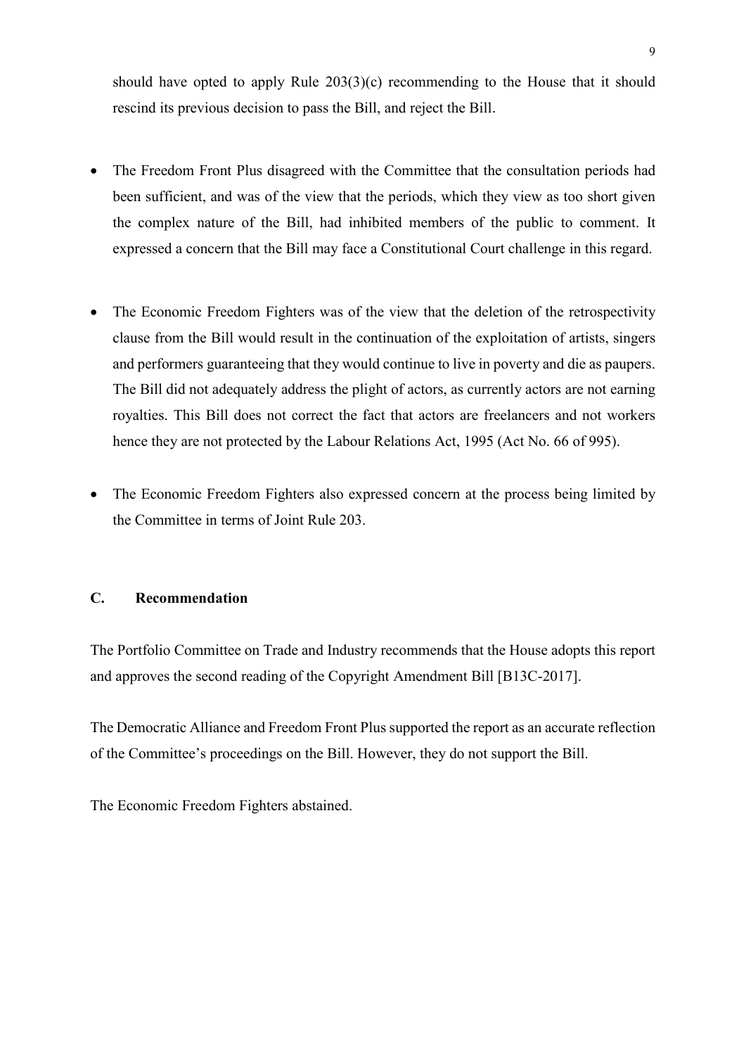should have opted to apply Rule 203(3)(c) recommending to the House that it should rescind its previous decision to pass the Bill, and reject the Bill.

- The Freedom Front Plus disagreed with the Committee that the consultation periods had been sufficient, and was of the view that the periods, which they view as too short given the complex nature of the Bill, had inhibited members of the public to comment. It expressed a concern that the Bill may face a Constitutional Court challenge in this regard.

- The Economic Freedom Fighters was of the view that the deletion of the retrospectivity clause from the Bill would result in the continuation of the exploitation of artists, singers and performers guaranteeing that they would continue to live in poverty and die as paupers. The Bill did not adequately address the plight of actors, as currently actors are not earning royalties. This Bill does not correct the fact that actors are freelancers and not workers hence they are not protected by the Labour Relations Act, 1995 (Act No. 66 of 995).

- The Economic Freedom Fighters also expressed concern at the process being limited by the Committee in terms of Joint Rule 203.

## C. Recommendation

The Portfolio Committee on Trade and Industry recommends that the House adopts this report and approves the second reading of the Copyright Amendment Bill [B13C-2017].

The Democratic Alliance and Freedom Front Plus supported the report as an accurate reflection of the Committee's proceedings on the Bill. However, they do not support the Bill.

The Economic Freedom Fighters abstained.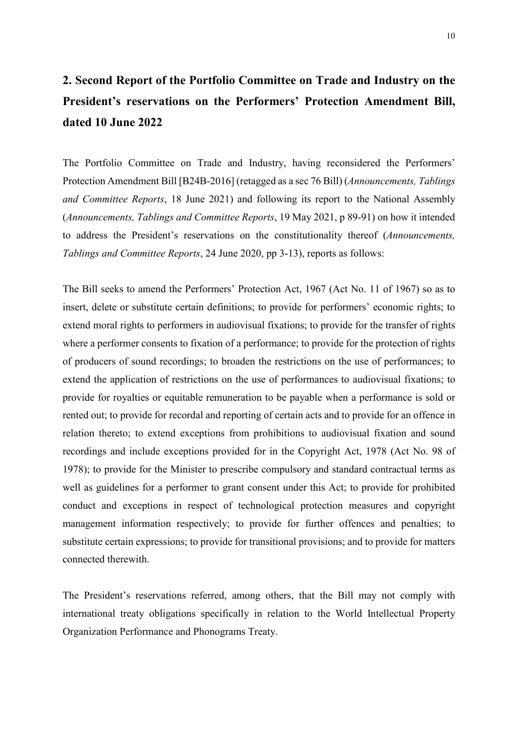## 2. Second Report of the Portfolio Committee on Trade and Industry on the President's reservations on the Performers' Protection Amendment Bill, dated 10 June 2022

The Portfolio Committee on Trade and Industry, having reconsidered the Performers' Protection Amendment Bill [B24B-2016] (retagged as a sec 76 Bill) (*Announcements, Tablings and Committee Reports*, 18 June 2021) and following its report to the National Assembly (*Announcements, Tablings and Committee Reports*, 19 May 2021, p 89-91) on how it intended to address the President's reservations on the constitutionality thereof (*Announcements, Tablings and Committee Reports*, 24 June 2020, pp 3-13), reports as follows:

The Bill seeks to amend the Performers' Protection Act, 1967 (Act No. 11 of 1967) so as to insert, delete or substitute certain definitions; to provide for performers' economic rights; to extend moral rights to performers in audiovisual fixations; to provide for the transfer of rights where a performer consents to fixation of a performance; to provide for the protection of rights of producers of sound recordings; to broaden the restrictions on the use of performances; to extend the application of restrictions on the use of performances to audiovisual fixations; to provide for royalties or equitable remuneration to be payable when a performance is sold or rented out; to provide for recordal and reporting of certain acts and to provide for an offence in relation thereto; to extend exceptions from prohibitions to audiovisual fixation and sound recordings and include exceptions provided for in the Copyright Act, 1978 (Act No. 98 of 1978); to provide for the Minister to prescribe compulsory and standard contractual terms as well as guidelines for a performer to grant consent under this Act; to provide for prohibited conduct and exceptions in respect of technological protection measures and copyright management information respectively; to provide for further offences and penalties; to substitute certain expressions; to provide for transitional provisions; and to provide for matters connected therewith.

The President's reservations referred, among others, that the Bill may not comply with international treaty obligations specifically in relation to the World Intellectual Property Organization Performance and Phonograms Treaty.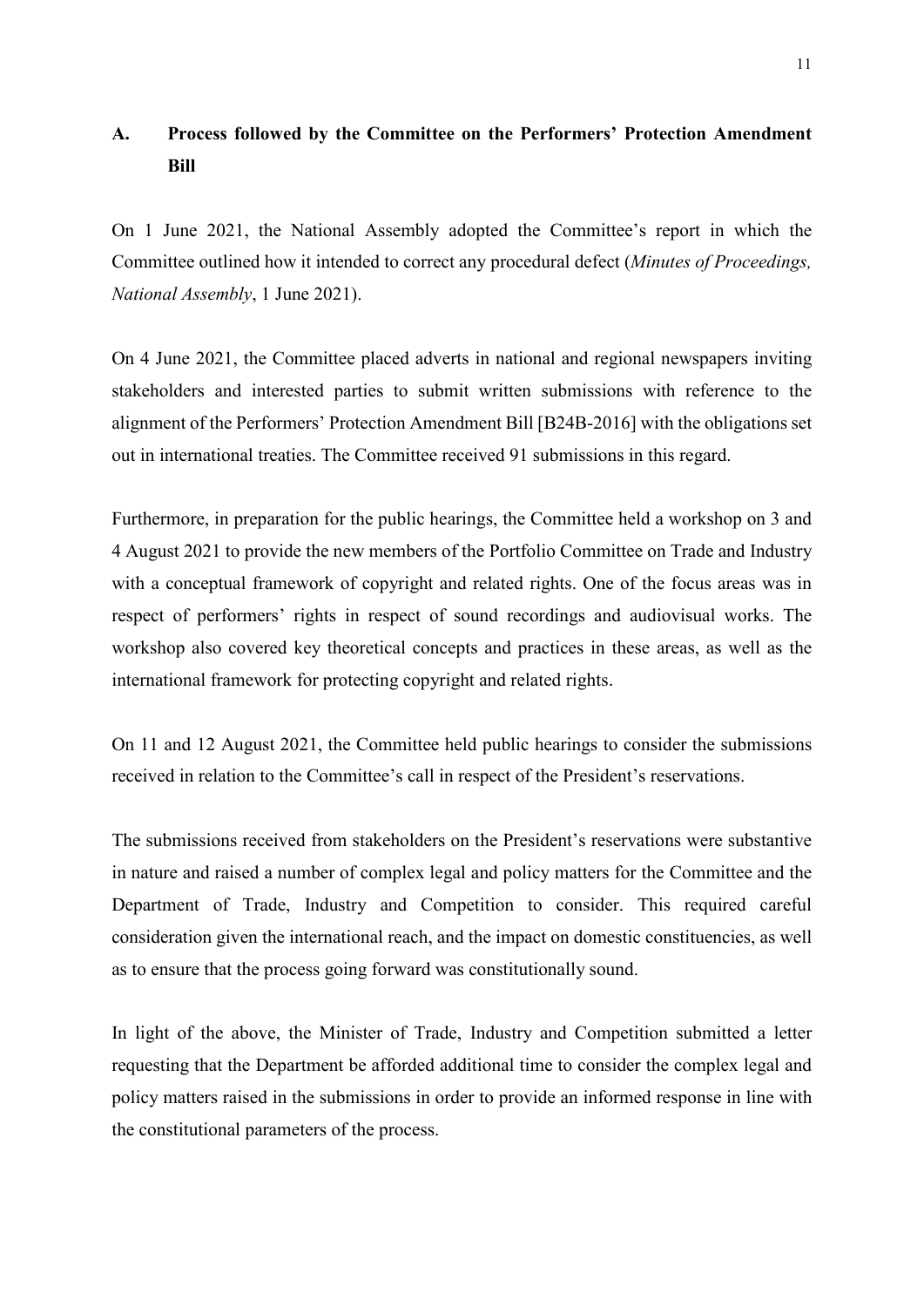## A. Process followed by the Committee on the Performers' Protection Amendment Bill

On 1 June 2021, the National Assembly adopted the Committee's report in which the Committee outlined how it intended to correct any procedural defect (*Minutes of Proceedings, National Assembly*, 1 June 2021).

On 4 June 2021, the Committee placed adverts in national and regional newspapers inviting stakeholders and interested parties to submit written submissions with reference to the alignment of the Performers' Protection Amendment Bill [B24B-2016] with the obligations set out in international treaties. The Committee received 91 submissions in this regard.

Furthermore, in preparation for the public hearings, the Committee held a workshop on 3 and 4 August 2021 to provide the new members of the Portfolio Committee on Trade and Industry with a conceptual framework of copyright and related rights. One of the focus areas was in respect of performers' rights in respect of sound recordings and audiovisual works. The workshop also covered key theoretical concepts and practices in these areas, as well as the international framework for protecting copyright and related rights.

On 11 and 12 August 2021, the Committee held public hearings to consider the submissions received in relation to the Committee's call in respect of the President's reservations.

The submissions received from stakeholders on the President's reservations were substantive in nature and raised a number of complex legal and policy matters for the Committee and the Department of Trade, Industry and Competition to consider. This required careful consideration given the international reach, and the impact on domestic constituencies, as well as to ensure that the process going forward was constitutionally sound.

In light of the above, the Minister of Trade, Industry and Competition submitted a letter requesting that the Department be afforded additional time to consider the complex legal and policy matters raised in the submissions in order to provide an informed response in line with the constitutional parameters of the process.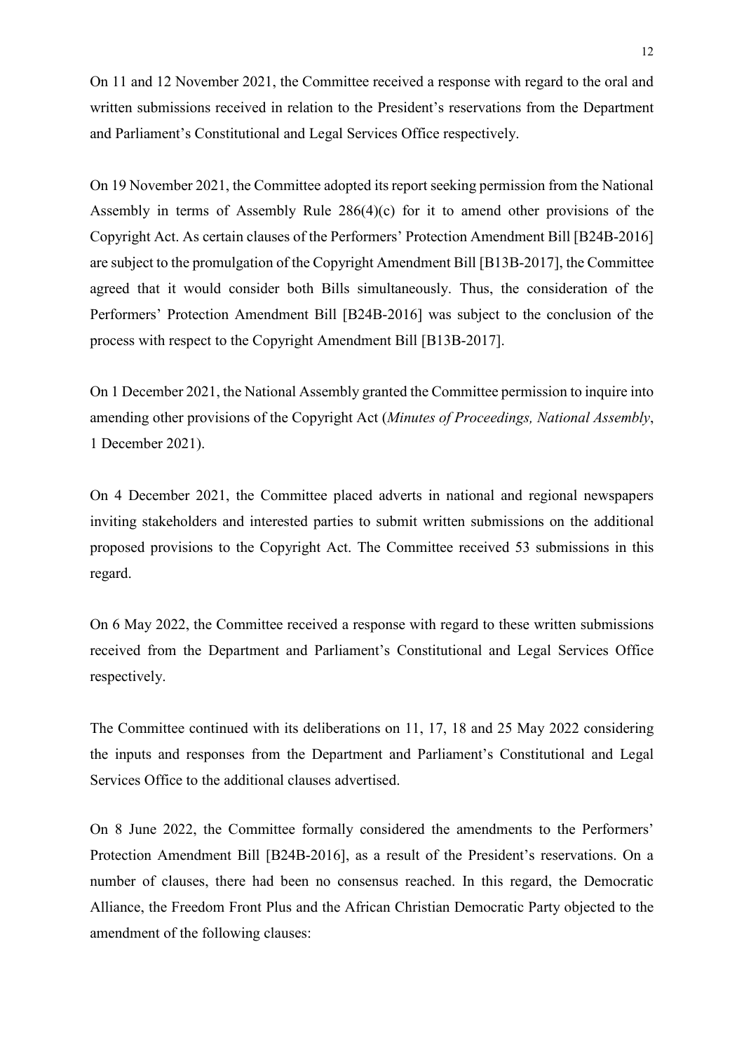On 11 and 12 November 2021, the Committee received a response with regard to the oral and written submissions received in relation to the President's reservations from the Department and Parliament's Constitutional and Legal Services Office respectively.

On 19 November 2021, the Committee adopted its report seeking permission from the National Assembly in terms of Assembly Rule 286(4)(c) for it to amend other provisions of the Copyright Act. As certain clauses of the Performers' Protection Amendment Bill [B24B-2016] are subject to the promulgation of the Copyright Amendment Bill [B13B-2017], the Committee agreed that it would consider both Bills simultaneously. Thus, the consideration of the Performers' Protection Amendment Bill [B24B-2016] was subject to the conclusion of the process with respect to the Copyright Amendment Bill [B13B-2017].

On 1 December 2021, the National Assembly granted the Committee permission to inquire into amending other provisions of the Copyright Act (*Minutes of Proceedings, National Assembly*, 1 December 2021).

On 4 December 2021, the Committee placed adverts in national and regional newspapers inviting stakeholders and interested parties to submit written submissions on the additional proposed provisions to the Copyright Act. The Committee received 53 submissions in this regard.

On 6 May 2022, the Committee received a response with regard to these written submissions received from the Department and Parliament's Constitutional and Legal Services Office respectively.

The Committee continued with its deliberations on 11, 17, 18 and 25 May 2022 considering the inputs and responses from the Department and Parliament's Constitutional and Legal Services Office to the additional clauses advertised.

On 8 June 2022, the Committee formally considered the amendments to the Performers' Protection Amendment Bill [B24B-2016], as a result of the President's reservations. On a number of clauses, there had been no consensus reached. In this regard, the Democratic Alliance, the Freedom Front Plus and the African Christian Democratic Party objected to the amendment of the following clauses: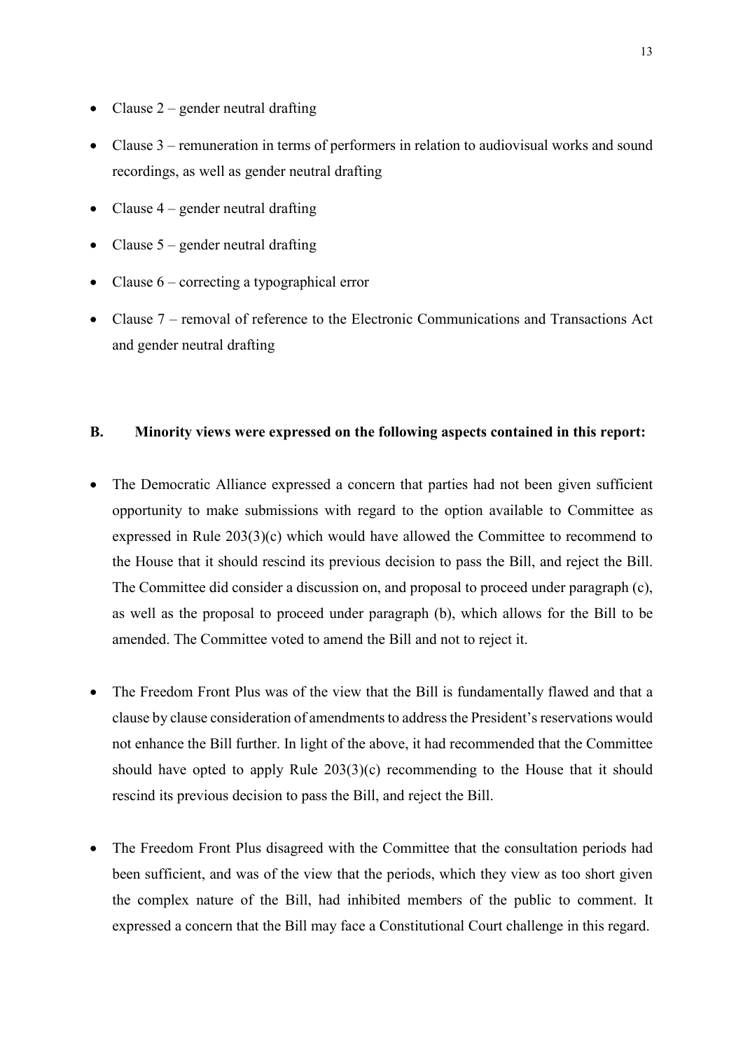- Clause 2 – gender neutral drafting
- Clause 3 – remuneration in terms of performers in relation to audiovisual works and sound recordings, as well as gender neutral drafting
- Clause 4 – gender neutral drafting
- Clause 5 – gender neutral drafting
- Clause 6 – correcting a typographical error
- Clause 7 – removal of reference to the Electronic Communications and Transactions Act and gender neutral drafting

**B. Minority views were expressed on the following aspects contained in this report:**

- The Democratic Alliance expressed a concern that parties had not been given sufficient opportunity to make submissions with regard to the option available to Committee as expressed in Rule 203(3)(c) which would have allowed the Committee to recommend to the House that it should rescind its previous decision to pass the Bill, and reject the Bill. The Committee did consider a discussion on, and proposal to proceed under paragraph (c), as well as the proposal to proceed under paragraph (b), which allows for the Bill to be amended. The Committee voted to amend the Bill and not to reject it.
- The Freedom Front Plus was of the view that the Bill is fundamentally flawed and that a clause by clause consideration of amendments to address the President's reservations would not enhance the Bill further. In light of the above, it had recommended that the Committee should have opted to apply Rule 203(3)(c) recommending to the House that it should rescind its previous decision to pass the Bill, and reject the Bill.
- The Freedom Front Plus disagreed with the Committee that the consultation periods had been sufficient, and was of the view that the periods, which they view as too short given the complex nature of the Bill, had inhibited members of the public to comment. It expressed a concern that the Bill may face a Constitutional Court challenge in this regard.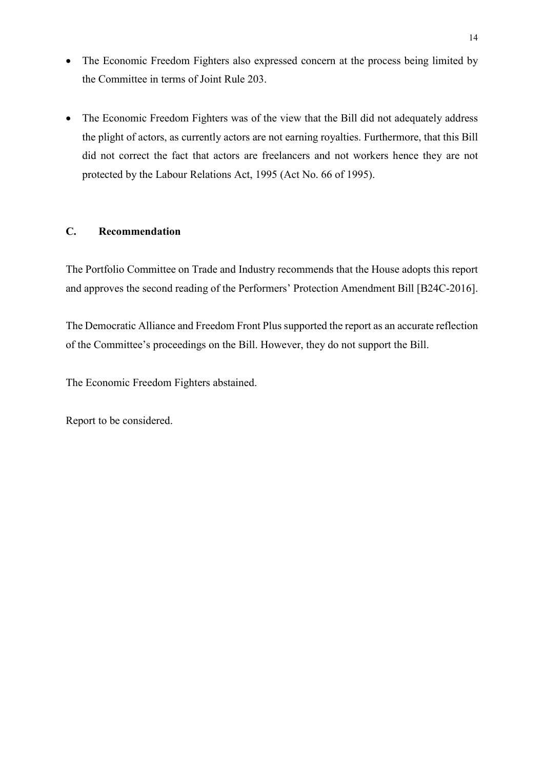- The Economic Freedom Fighters also expressed concern at the process being limited by the Committee in terms of Joint Rule 203.

- The Economic Freedom Fighters was of the view that the Bill did not adequately address the plight of actors, as currently actors are not earning royalties. Furthermore, that this Bill did not correct the fact that actors are freelancers and not workers hence they are not protected by the Labour Relations Act, 1995 (Act No. 66 of 1995).

## C. Recommendation

The Portfolio Committee on Trade and Industry recommends that the House adopts this report and approves the second reading of the Performers' Protection Amendment Bill [B24C-2016].

The Democratic Alliance and Freedom Front Plus supported the report as an accurate reflection of the Committee's proceedings on the Bill. However, they do not support the Bill.

The Economic Freedom Fighters abstained.

Report to be considered.